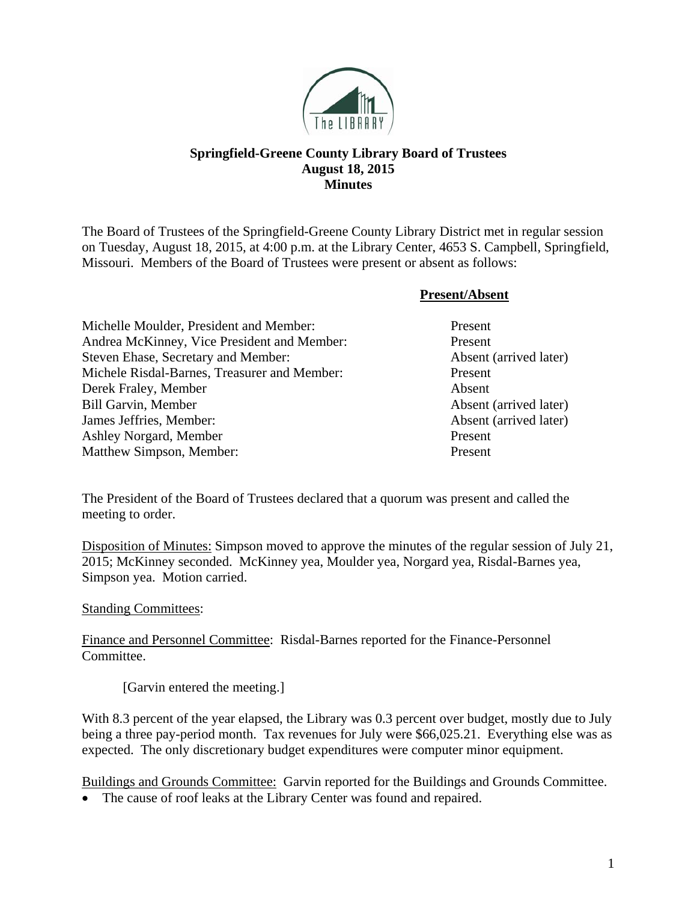# Springfield-Greene County Library Board of Trustees
## August 18, 2015
## Minutes

The Board of Trustees of the Springfield-Greene County Library District met in regular session on Tuesday, August 18, 2015, at 4:00 p.m. at the Library Center, 4653 S. Campbell, Springfield, Missouri. Members of the Board of Trustees were present or absent as follows:

| | **Present/Absent** |
|---|---|
| Michelle Moulder, President and Member: | Present |
| Andrea McKinney, Vice President and Member: | Present |
| Steven Ehase, Secretary and Member: | Absent (arrived later) |
| Michele Risdal-Barnes, Treasurer and Member: | Present |
| Derek Fraley, Member | Absent |
| Bill Garvin, Member | Absent (arrived later) |
| James Jeffries, Member: | Absent (arrived later) |
| Ashley Norgard, Member | Present |
| Matthew Simpson, Member: | Present |

The President of the Board of Trustees declared that a quorum was present and called the meeting to order.

Disposition of Minutes: Simpson moved to approve the minutes of the regular session of July 21, 2015; McKinney seconded. McKinney yea, Moulder yea, Norgard yea, Risdal-Barnes yea, Simpson yea. Motion carried.

Standing Committees:

Finance and Personnel Committee: Risdal-Barnes reported for the Finance-Personnel Committee.

[Garvin entered the meeting.]

With 8.3 percent of the year elapsed, the Library was 0.3 percent over budget, mostly due to July being a three pay-period month. Tax revenues for July were $66,025.21. Everything else was as expected. The only discretionary budget expenditures were computer minor equipment.

Buildings and Grounds Committee: Garvin reported for the Buildings and Grounds Committee.

- The cause of roof leaks at the Library Center was found and repaired.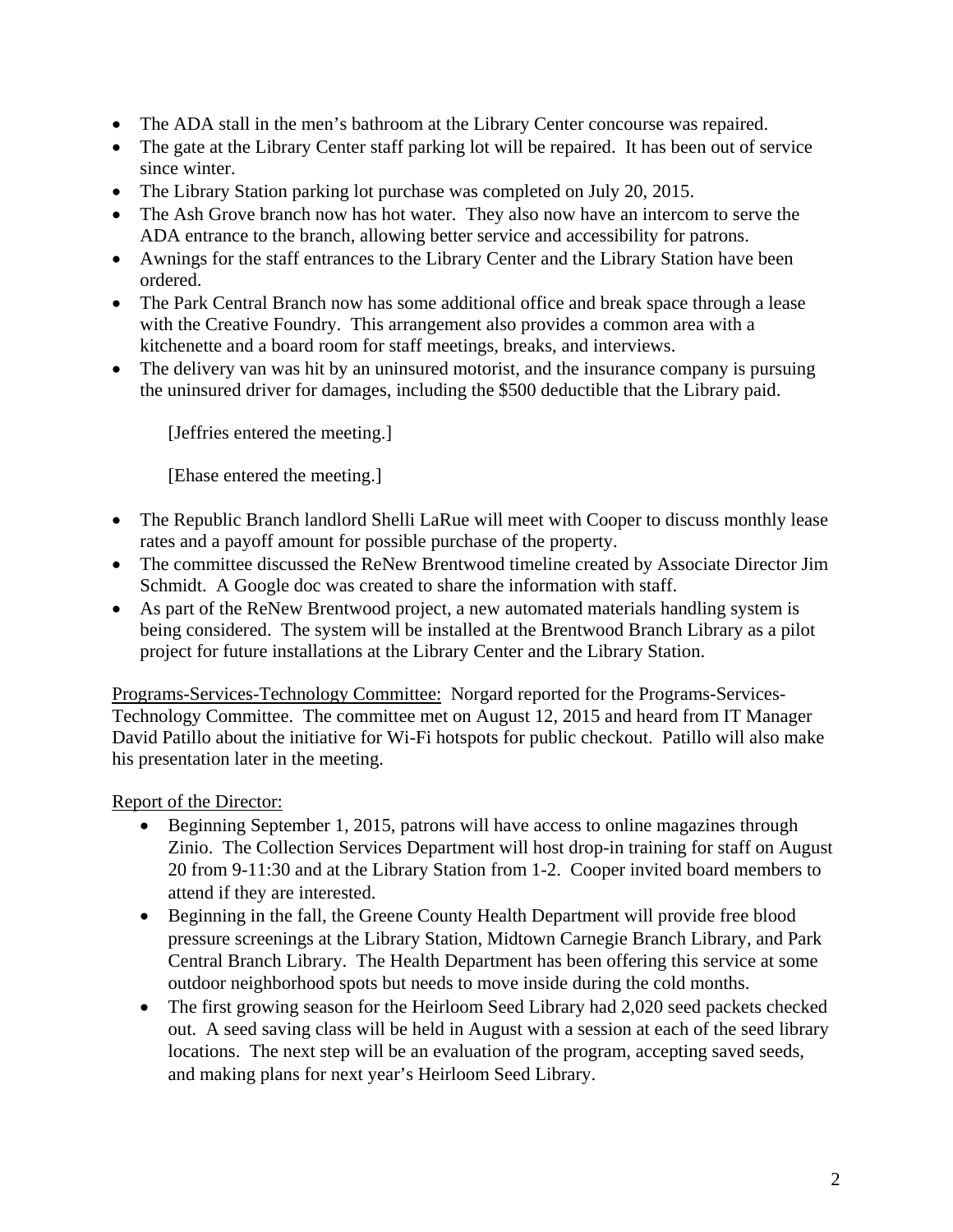- The ADA stall in the men's bathroom at the Library Center concourse was repaired.
- The gate at the Library Center staff parking lot will be repaired. It has been out of service since winter.
- The Library Station parking lot purchase was completed on July 20, 2015.
- The Ash Grove branch now has hot water. They also now have an intercom to serve the ADA entrance to the branch, allowing better service and accessibility for patrons.
- Awnings for the staff entrances to the Library Center and the Library Station have been ordered.
- The Park Central Branch now has some additional office and break space through a lease with the Creative Foundry. This arrangement also provides a common area with a kitchenette and a board room for staff meetings, breaks, and interviews.
- The delivery van was hit by an uninsured motorist, and the insurance company is pursuing the uninsured driver for damages, including the $500 deductible that the Library paid.

[Jeffries entered the meeting.]

[Ehase entered the meeting.]

- The Republic Branch landlord Shelli LaRue will meet with Cooper to discuss monthly lease rates and a payoff amount for possible purchase of the property.
- The committee discussed the ReNew Brentwood timeline created by Associate Director Jim Schmidt. A Google doc was created to share the information with staff.
- As part of the ReNew Brentwood project, a new automated materials handling system is being considered. The system will be installed at the Brentwood Branch Library as a pilot project for future installations at the Library Center and the Library Station.

Programs-Services-Technology Committee: Norgard reported for the Programs-Services-Technology Committee. The committee met on August 12, 2015 and heard from IT Manager David Patillo about the initiative for Wi-Fi hotspots for public checkout. Patillo will also make his presentation later in the meeting.

Report of the Director:

- Beginning September 1, 2015, patrons will have access to online magazines through Zinio. The Collection Services Department will host drop-in training for staff on August 20 from 9-11:30 and at the Library Station from 1-2. Cooper invited board members to attend if they are interested.
- Beginning in the fall, the Greene County Health Department will provide free blood pressure screenings at the Library Station, Midtown Carnegie Branch Library, and Park Central Branch Library. The Health Department has been offering this service at some outdoor neighborhood spots but needs to move inside during the cold months.
- The first growing season for the Heirloom Seed Library had 2,020 seed packets checked out. A seed saving class will be held in August with a session at each of the seed library locations. The next step will be an evaluation of the program, accepting saved seeds, and making plans for next year's Heirloom Seed Library.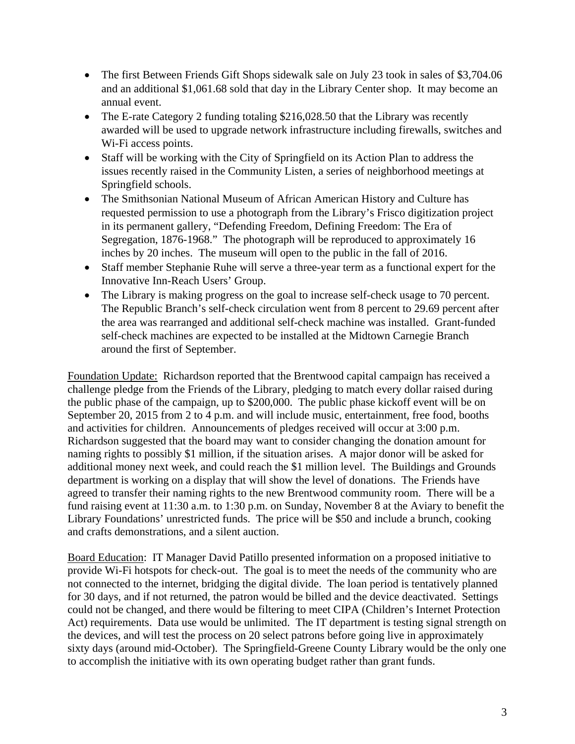- The first Between Friends Gift Shops sidewalk sale on July 23 took in sales of $3,704.06 and an additional $1,061.68 sold that day in the Library Center shop. It may become an annual event.
- The E-rate Category 2 funding totaling $216,028.50 that the Library was recently awarded will be used to upgrade network infrastructure including firewalls, switches and Wi-Fi access points.
- Staff will be working with the City of Springfield on its Action Plan to address the issues recently raised in the Community Listen, a series of neighborhood meetings at Springfield schools.
- The Smithsonian National Museum of African American History and Culture has requested permission to use a photograph from the Library's Frisco digitization project in its permanent gallery, "Defending Freedom, Defining Freedom: The Era of Segregation, 1876-1968." The photograph will be reproduced to approximately 16 inches by 20 inches. The museum will open to the public in the fall of 2016.
- Staff member Stephanie Ruhe will serve a three-year term as a functional expert for the Innovative Inn-Reach Users' Group.
- The Library is making progress on the goal to increase self-check usage to 70 percent. The Republic Branch's self-check circulation went from 8 percent to 29.69 percent after the area was rearranged and additional self-check machine was installed. Grant-funded self-check machines are expected to be installed at the Midtown Carnegie Branch around the first of September.

Foundation Update: Richardson reported that the Brentwood capital campaign has received a challenge pledge from the Friends of the Library, pledging to match every dollar raised during the public phase of the campaign, up to $200,000. The public phase kickoff event will be on September 20, 2015 from 2 to 4 p.m. and will include music, entertainment, free food, booths and activities for children. Announcements of pledges received will occur at 3:00 p.m. Richardson suggested that the board may want to consider changing the donation amount for naming rights to possibly $1 million, if the situation arises. A major donor will be asked for additional money next week, and could reach the $1 million level. The Buildings and Grounds department is working on a display that will show the level of donations. The Friends have agreed to transfer their naming rights to the new Brentwood community room. There will be a fund raising event at 11:30 a.m. to 1:30 p.m. on Sunday, November 8 at the Aviary to benefit the Library Foundations' unrestricted funds. The price will be $50 and include a brunch, cooking and crafts demonstrations, and a silent auction.

Board Education: IT Manager David Patillo presented information on a proposed initiative to provide Wi-Fi hotspots for check-out. The goal is to meet the needs of the community who are not connected to the internet, bridging the digital divide. The loan period is tentatively planned for 30 days, and if not returned, the patron would be billed and the device deactivated. Settings could not be changed, and there would be filtering to meet CIPA (Children's Internet Protection Act) requirements. Data use would be unlimited. The IT department is testing signal strength on the devices, and will test the process on 20 select patrons before going live in approximately sixty days (around mid-October). The Springfield-Greene County Library would be the only one to accomplish the initiative with its own operating budget rather than grant funds.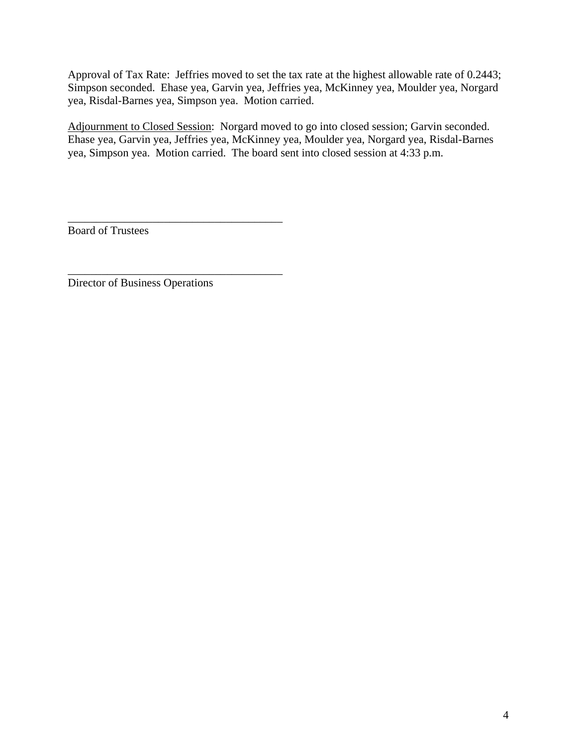Approval of Tax Rate: Jeffries moved to set the tax rate at the highest allowable rate of 0.2443; Simpson seconded. Ehase yea, Garvin yea, Jeffries yea, McKinney yea, Moulder yea, Norgard yea, Risdal-Barnes yea, Simpson yea. Motion carried.

<u>Adjournment to Closed Session</u>: Norgard moved to go into closed session; Garvin seconded. Ehase yea, Garvin yea, Jeffries yea, McKinney yea, Moulder yea, Norgard yea, Risdal-Barnes yea, Simpson yea. Motion carried. The board sent into closed session at 4:33 p.m.

_______________________________________
Board of Trustees

_______________________________________
Director of Business Operations